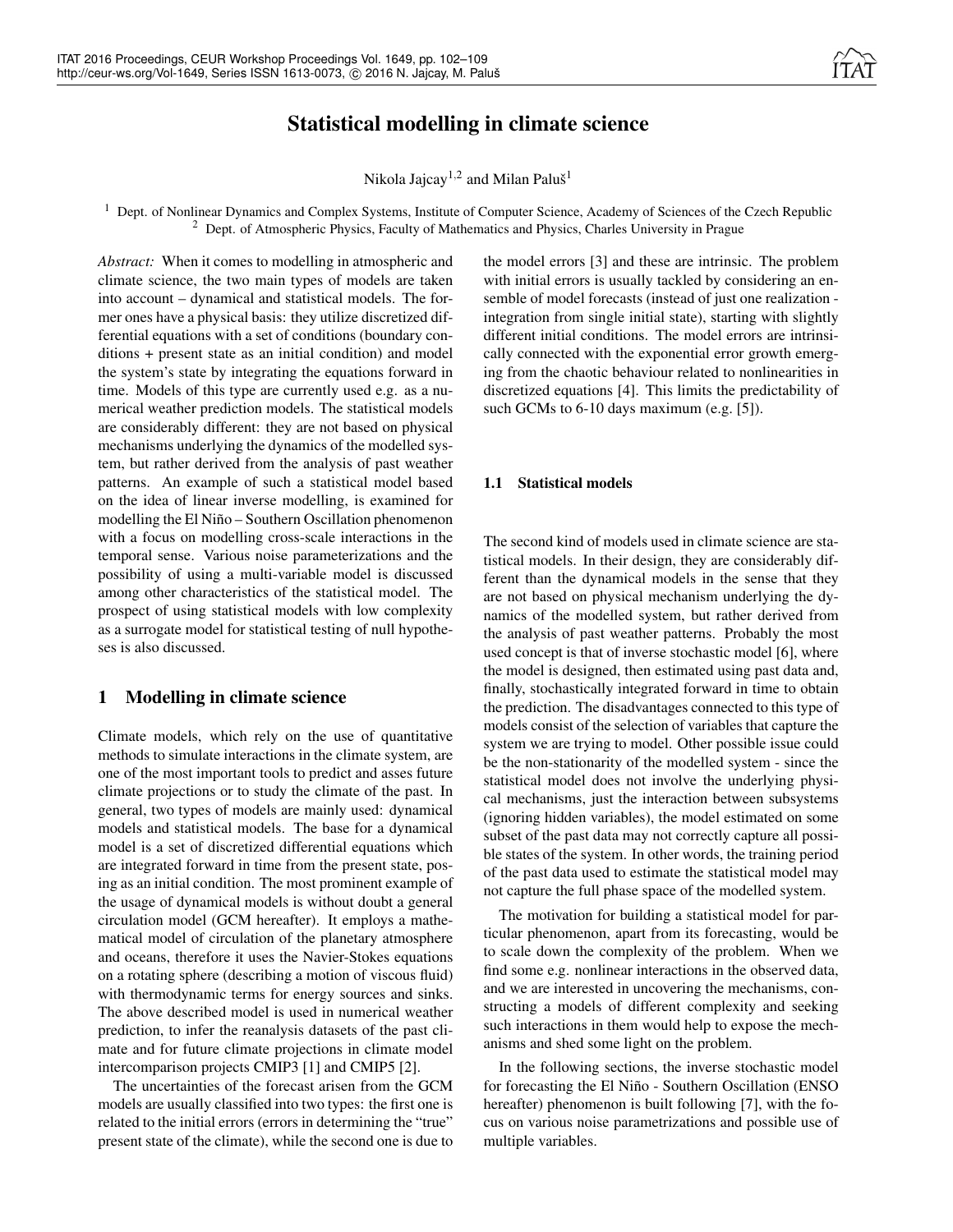# Statistical modelling in climate science

Nikola Jajcay[1,2] and Milan Paluš[1]

[1] Dept. of Nonlinear Dynamics and Complex Systems, Institute of Computer Science, Academy of Sciences of the Czech Republic
[2] Dept. of Atmospheric Physics, Faculty of Mathematics and Physics, Charles University in Prague

*Abstract:* When it comes to modelling in atmospheric and climate science, the two main types of models are taken into account – dynamical and statistical models. The former ones have a physical basis: they utilize discretized differential equations with a set of conditions (boundary conditions + present state as an initial condition) and model the system's state by integrating the equations forward in time. Models of this type are currently used e.g. as a numerical weather prediction models. The statistical models are considerably different: they are not based on physical mechanisms underlying the dynamics of the modelled system, but rather derived from the analysis of past weather patterns. An example of such a statistical model based on the idea of linear inverse modelling, is examined for modelling the El Niño – Southern Oscillation phenomenon with a focus on modelling cross-scale interactions in the temporal sense. Various noise parameterizations and the possibility of using a multi-variable model is discussed among other characteristics of the statistical model. The prospect of using statistical models with low complexity as a surrogate model for statistical testing of null hypotheses is also discussed.

## 1 Modelling in climate science

Climate models, which rely on the use of quantitative methods to simulate interactions in the climate system, are one of the most important tools to predict and asses future climate projections or to study the climate of the past. In general, two types of models are mainly used: dynamical models and statistical models. The base for a dynamical model is a set of discretized differential equations which are integrated forward in time from the present state, posing as an initial condition. The most prominent example of the usage of dynamical models is without doubt a general circulation model (GCM hereafter). It employs a mathematical model of circulation of the planetary atmosphere and oceans, therefore it uses the Navier-Stokes equations on a rotating sphere (describing a motion of viscous fluid) with thermodynamic terms for energy sources and sinks. The above described model is used in numerical weather prediction, to infer the reanalysis datasets of the past climate and for future climate projections in climate model intercomparison projects CMIP3 [1] and CMIP5 [2].

The uncertainties of the forecast arisen from the GCM models are usually classified into two types: the first one is related to the initial errors (errors in determining the "true" present state of the climate), while the second one is due to the model errors [3] and these are intrinsic. The problem with initial errors is usually tackled by considering an ensemble of model forecasts (instead of just one realization - integration from single initial state), starting with slightly different initial conditions. The model errors are intrinsically connected with the exponential error growth emerging from the chaotic behaviour related to nonlinearities in discretized equations [4]. This limits the predictability of such GCMs to 6-10 days maximum (e.g. [5]).

### 1.1 Statistical models

The second kind of models used in climate science are statistical models. In their design, they are considerably different than the dynamical models in the sense that they are not based on physical mechanism underlying the dynamics of the modelled system, but rather derived from the analysis of past weather patterns. Probably the most used concept is that of inverse stochastic model [6], where the model is designed, then estimated using past data and, finally, stochastically integrated forward in time to obtain the prediction. The disadvantages connected to this type of models consist of the selection of variables that capture the system we are trying to model. Other possible issue could be the non-stationarity of the modelled system - since the statistical model does not involve the underlying physical mechanisms, just the interaction between subsystems (ignoring hidden variables), the model estimated on some subset of the past data may not correctly capture all possible states of the system. In other words, the training period of the past data used to estimate the statistical model may not capture the full phase space of the modelled system.

The motivation for building a statistical model for particular phenomenon, apart from its forecasting, would be to scale down the complexity of the problem. When we find some e.g. nonlinear interactions in the observed data, and we are interested in uncovering the mechanisms, constructing a models of different complexity and seeking such interactions in them would help to expose the mechanisms and shed some light on the problem.

In the following sections, the inverse stochastic model for forecasting the El Niño - Southern Oscillation (ENSO hereafter) phenomenon is built following [7], with the focus on various noise parametrizations and possible use of multiple variables.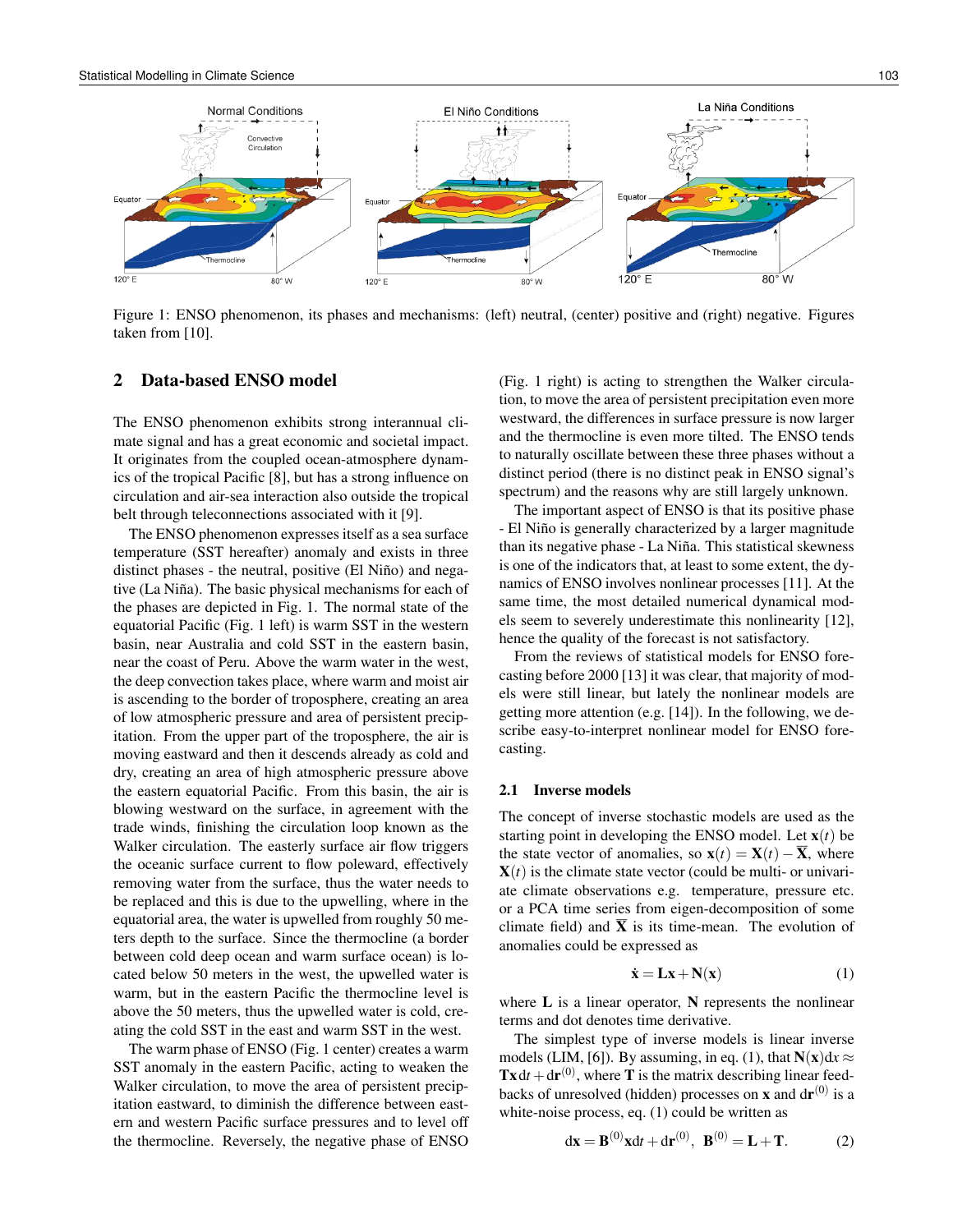Figure 1: ENSO phenomenon, its phases and mechanisms: (left) neutral, (center) positive and (right) negative. Figures taken from [10].

## 2 Data-based ENSO model

The ENSO phenomenon exhibits strong interannual climate signal and has a great economic and societal impact. It originates from the coupled ocean-atmosphere dynamics of the tropical Pacific [8], but has a strong influence on circulation and air-sea interaction also outside the tropical belt through teleconnections associated with it [9].

The ENSO phenomenon expresses itself as a sea surface temperature (SST hereafter) anomaly and exists in three distinct phases - the neutral, positive (El Niño) and negative (La Niña). The basic physical mechanisms for each of the phases are depicted in Fig. 1. The normal state of the equatorial Pacific (Fig. 1 left) is warm SST in the western basin, near Australia and cold SST in the eastern basin, near the coast of Peru. Above the warm water in the west, the deep convection takes place, where warm and moist air is ascending to the border of troposphere, creating an area of low atmospheric pressure and area of persistent precipitation. From the upper part of the troposphere, the air is moving eastward and then it descends already as cold and dry, creating an area of high atmospheric pressure above the eastern equatorial Pacific. From this basin, the air is blowing westward on the surface, in agreement with the trade winds, finishing the circulation loop known as the Walker circulation. The easterly surface air flow triggers the oceanic surface current to flow poleward, effectively removing water from the surface, thus the water needs to be replaced and this is due to the upwelling, where in the equatorial area, the water is upwelled from roughly 50 meters depth to the surface. Since the thermocline (a border between cold deep ocean and warm surface ocean) is located below 50 meters in the west, the upwelled water is warm, but in the eastern Pacific the thermocline level is above the 50 meters, thus the upwelled water is cold, creating the cold SST in the east and warm SST in the west.

The warm phase of ENSO (Fig. 1 center) creates a warm SST anomaly in the eastern Pacific, acting to weaken the Walker circulation, to move the area of persistent precipitation eastward, to diminish the difference between eastern and western Pacific surface pressures and to level off the thermocline. Reversely, the negative phase of ENSO (Fig. 1 right) is acting to strengthen the Walker circulation, to move the area of persistent precipitation even more westward, the differences in surface pressure is now larger and the thermocline is even more tilted. The ENSO tends to naturally oscillate between these three phases without a distinct period (there is no distinct peak in ENSO signal's spectrum) and the reasons why are still largely unknown.

The important aspect of ENSO is that its positive phase - El Niño is generally characterized by a larger magnitude than its negative phase - La Niña. This statistical skewness is one of the indicators that, at least to some extent, the dynamics of ENSO involves nonlinear processes [11]. At the same time, the most detailed numerical dynamical models seem to severely underestimate this nonlinearity [12], hence the quality of the forecast is not satisfactory.

From the reviews of statistical models for ENSO forecasting before 2000 [13] it was clear, that majority of models were still linear, but lately the nonlinear models are getting more attention (e.g. [14]). In the following, we describe easy-to-interpret nonlinear model for ENSO forecasting.

### 2.1 Inverse models

The concept of inverse stochastic models are used as the starting point in developing the ENSO model. Let $\mathbf{x}(t)$ be the state vector of anomalies, so $\mathbf{x}(t) = \mathbf{X}(t) - \overline{\mathbf{X}}$, where $\mathbf{X}(t)$ is the climate state vector (could be multi- or univariate climate observations e.g. temperature, pressure etc. or a PCA time series from eigen-decomposition of some climate field) and $\overline{\mathbf{X}}$ is its time-mean. The evolution of anomalies could be expressed as

$$\dot{\mathbf{x}} = \mathbf{L}\mathbf{x} + \mathbf{N}(\mathbf{x}) \tag{1}$$

where $\mathbf{L}$ is a linear operator, $\mathbf{N}$ represents the nonlinear terms and dot denotes time derivative.

The simplest type of inverse models is linear inverse models (LIM, [6]). By assuming, in eq. (1), that $\mathbf{N}(\mathbf{x})\mathrm{d}x \approx \mathbf{T}\mathbf{x}\,\mathrm{d}t + \mathrm{d}\mathbf{r}^{(0)}$, where $\mathbf{T}$ is the matrix describing linear feedbacks of unresolved (hidden) processes on $\mathbf{x}$ and $\mathrm{d}\mathbf{r}^{(0)}$ is a white-noise process, eq. (1) could be written as

$$\mathrm{d}\mathbf{x} = \mathbf{B}^{(0)}\mathbf{x}\,\mathrm{d}t + \mathrm{d}\mathbf{r}^{(0)}, \;\; \mathbf{B}^{(0)} = \mathbf{L} + \mathbf{T}. \tag{2}$$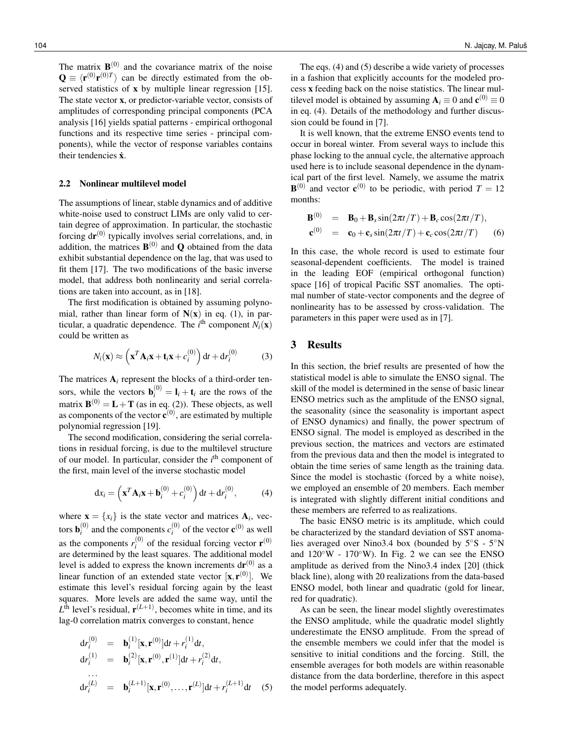The matrix $\mathbf{B}^{(0)}$ and the covariance matrix of the noise $\mathbf{Q} \equiv \langle \mathbf{r}^{(0)} \mathbf{r}^{(0)T} \rangle$ can be directly estimated from the observed statistics of $\mathbf{x}$ by multiple linear regression [15]. The state vector $\mathbf{x}$, or predictor-variable vector, consists of amplitudes of corresponding principal components (PCA analysis [16] yields spatial patterns - empirical orthogonal functions and its respective time series - principal components), while the vector of response variables contains their tendencies $\dot{\mathbf{x}}$.

### 2.2 Nonlinear multilevel model

The assumptions of linear, stable dynamics and of additive white-noise used to construct LIMs are only valid to certain degree of approximation. In particular, the stochastic forcing $\mathrm{d}\mathbf{r}^{(0)}$ typically involves serial correlations, and, in addition, the matrices $\mathbf{B}^{(0)}$ and $\mathbf{Q}$ obtained from the data exhibit substantial dependence on the lag, that was used to fit them [17]. The two modifications of the basic inverse model, that address both nonlinearity and serial correlations are taken into account, as in [18].

The first modification is obtained by assuming polynomial, rather than linear form of $\mathbf{N}(\mathbf{x})$ in eq. (1), in particular, a quadratic dependence. The $i^{\text{th}}$ component $N_i(\mathbf{x})$ could be written as

$$N_i(\mathbf{x}) \approx \left( \mathbf{x}^T \mathbf{A}_i \mathbf{x} + \mathbf{t}_i \mathbf{x} + c_i^{(0)} \right) \mathrm{d}t + \mathrm{d}r_i^{(0)} \qquad (3)$$

The matrices $\mathbf{A}_i$ represent the blocks of a third-order tensors, while the vectors $\mathbf{b}_i^{(0)} = \mathbf{l}_i + \mathbf{t}_i$ are the rows of the matrix $\mathbf{B}^{(0)} = \mathbf{L} + \mathbf{T}$ (as in eq. (2)). These objects, as well as components of the vector $\mathbf{c}^{(0)}$, are estimated by multiple polynomial regression [19].

The second modification, considering the serial correlations in residual forcing, is due to the multilevel structure of our model. In particular, consider the $i^{\text{th}}$ component of the first, main level of the inverse stochastic model

$$\mathrm{d}x_i = \left( \mathbf{x}^T \mathbf{A}_i \mathbf{x} + \mathbf{b}_i^{(0)} + c_i^{(0)} \right) \mathrm{d}t + \mathrm{d}r_i^{(0)}, \qquad (4)$$

where $\mathbf{x} = \{x_i\}$ is the state vector and matrices $\mathbf{A}_i$, vectors $\mathbf{b}_i^{(0)}$ and the components $c_i^{(0)}$ of the vector $\mathbf{c}^{(0)}$ as well as the components $r_i^{(0)}$ of the residual forcing vector $\mathbf{r}^{(0)}$ are determined by the least squares. The additional model level is added to express the known increments $\mathrm{d}\mathbf{r}^{(0)}$ as a linear function of an extended state vector $[\mathbf{x}, \mathbf{r}^{(0)}]$. We estimate this level's residual forcing again by the least squares. More levels are added the same way, until the $L^{\text{th}}$ level's residual, $\mathbf{r}^{(L+1)}$, becomes white in time, and its lag-0 correlation matrix converges to constant, hence

$$\begin{aligned}
\mathrm{d}r_i^{(0)} &= \mathbf{b}_i^{(1)} [\mathbf{x}, \mathbf{r}^{(0)}] \mathrm{d}t + r_i^{(1)} \mathrm{d}t, \\
\mathrm{d}r_i^{(1)} &= \mathbf{b}_i^{(2)} [\mathbf{x}, \mathbf{r}^{(0)}, \mathbf{r}^{(1)}] \mathrm{d}t + r_i^{(2)} \mathrm{d}t, \\
&\dots \\
\mathrm{d}r_i^{(L)} &= \mathbf{b}_i^{(L+1)} [\mathbf{x}, \mathbf{r}^{(0)}, \dots, \mathbf{r}^{(L)}] \mathrm{d}t + r_i^{(L+1)} \mathrm{d}t \qquad (5)
\end{aligned}$$

The eqs. (4) and (5) describe a wide variety of processes in a fashion that explicitly accounts for the modeled process $\mathbf{x}$ feeding back on the noise statistics. The linear multilevel model is obtained by assuming $\mathbf{A}_i \equiv 0$ and $\mathbf{c}^{(0)} \equiv 0$ in eq. (4). Details of the methodology and further discussion could be found in [7].

It is well known, that the extreme ENSO events tend to occur in boreal winter. From several ways to include this phase locking to the annual cycle, the alternative approach used here is to include seasonal dependence in the dynamical part of the first level. Namely, we assume the matrix $\mathbf{B}^{(0)}$ and vector $\mathbf{c}^{(0)}$ to be periodic, with period $T = 12$ months:

$$\begin{aligned}
\mathbf{B}^{(0)} &= \mathbf{B}_0 + \mathbf{B}_s \sin(2\pi t/T) + \mathbf{B}_c \cos(2\pi t/T), \\
\mathbf{c}^{(0)} &= \mathbf{c}_0 + \mathbf{c}_s \sin(2\pi t/T) + \mathbf{c}_c \cos(2\pi t/T) \qquad (6)
\end{aligned}$$

In this case, the whole record is used to estimate four seasonal-dependent coefficients. The model is trained in the leading EOF (empirical orthogonal function) space [16] of tropical Pacific SST anomalies. The optimal number of state-vector components and the degree of nonlinearity has to be assessed by cross-validation. The parameters in this paper were used as in [7].

## 3 Results

In this section, the brief results are presented of how the statistical model is able to simulate the ENSO signal. The skill of the model is determined in the sense of basic linear ENSO metrics such as the amplitude of the ENSO signal, the seasonality (since the seasonality is important aspect of ENSO dynamics) and finally, the power spectrum of ENSO signal. The model is employed as described in the previous section, the matrices and vectors are estimated from the previous data and then the model is integrated to obtain the time series of same length as the training data. Since the model is stochastic (forced by a white noise), we employed an ensemble of 20 members. Each member is integrated with slightly different initial conditions and these members are referred to as realizations.

The basic ENSO metric is its amplitude, which could be characterized by the standard deviation of SST anomalies averaged over Nino3.4 box (bounded by 5°S - 5°N and 120°W - 170°W). In Fig. 2 we can see the ENSO amplitude as derived from the Nino3.4 index [20] (thick black line), along with 20 realizations from the data-based ENSO model, both linear and quadratic (gold for linear, red for quadratic).

As can be seen, the linear model slightly overestimates the ENSO amplitude, while the quadratic model slightly underestimate the ENSO amplitude. From the spread of the ensemble members we could infer that the model is sensitive to initial conditions and the forcing. Still, the ensemble averages for both models are within reasonable distance from the data borderline, therefore in this aspect the model performs adequately.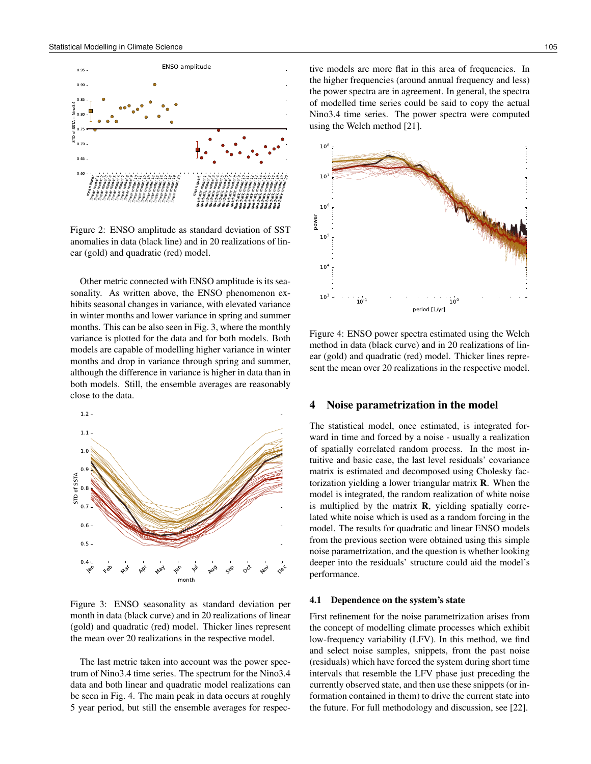Figure 2: ENSO amplitude as standard deviation of SST anomalies in data (black line) and in 20 realizations of linear (gold) and quadratic (red) model.

Other metric connected with ENSO amplitude is its seasonality. As written above, the ENSO phenomenon exhibits seasonal changes in variance, with elevated variance in winter months and lower variance in spring and summer months. This can be also seen in Fig. 3, where the monthly variance is plotted for the data and for both models. Both models are capable of modelling higher variance in winter months and drop in variance through spring and summer, although the difference in variance is higher in data than in both models. Still, the ensemble averages are reasonably close to the data.

Figure 3: ENSO seasonality as standard deviation per month in data (black curve) and in 20 realizations of linear (gold) and quadratic (red) model. Thicker lines represent the mean over 20 realizations in the respective model.

The last metric taken into account was the power spectrum of Nino3.4 time series. The spectrum for the Nino3.4 data and both linear and quadratic model realizations can be seen in Fig. 4. The main peak in data occurs at roughly 5 year period, but still the ensemble averages for respective models are more flat in this area of frequencies. In the higher frequencies (around annual frequency and less) the power spectra are in agreement. In general, the spectra of modelled time series could be said to copy the actual Nino3.4 time series. The power spectra were computed using the Welch method [21].

Figure 4: ENSO power spectra estimated using the Welch method in data (black curve) and in 20 realizations of linear (gold) and quadratic (red) model. Thicker lines represent the mean over 20 realizations in the respective model.

## 4 Noise parametrization in the model

The statistical model, once estimated, is integrated forward in time and forced by a noise - usually a realization of spatially correlated random process. In the most intuitive and basic case, the last level residuals' covariance matrix is estimated and decomposed using Cholesky factorization yielding a lower triangular matrix $\mathbf{R}$. When the model is integrated, the random realization of white noise is multiplied by the matrix $\mathbf{R}$, yielding spatially correlated white noise which is used as a random forcing in the model. The results for quadratic and linear ENSO models from the previous section were obtained using this simple noise parametrization, and the question is whether looking deeper into the residuals' structure could aid the model's performance.

### 4.1 Dependence on the system's state

First refinement for the noise parametrization arises from the concept of modelling climate processes which exhibit low-frequency variability (LFV). In this method, we find and select noise samples, snippets, from the past noise (residuals) which have forced the system during short time intervals that resemble the LFV phase just preceding the currently observed state, and then use these snippets (or information contained in them) to drive the current state into the future. For full methodology and discussion, see [22].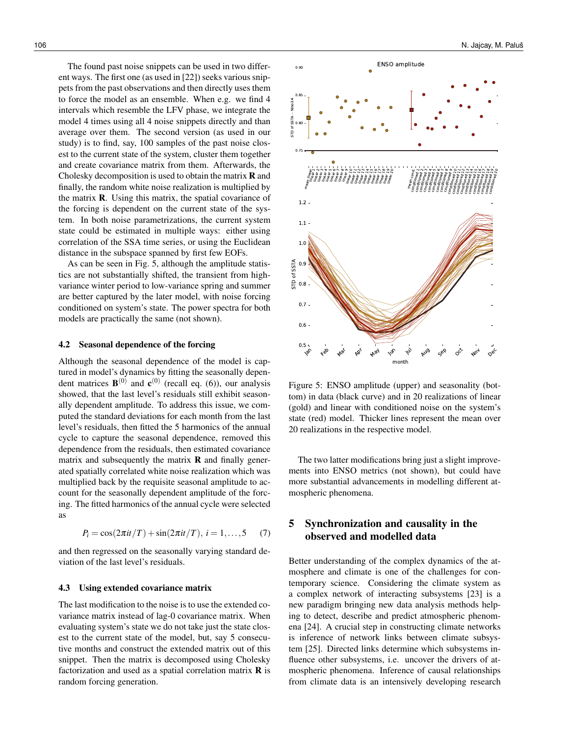The found past noise snippets can be used in two different ways. The first one (as used in [22]) seeks various snippets from the past observations and then directly uses them to force the model as an ensemble. When e.g. we find 4 intervals which resemble the LFV phase, we integrate the model 4 times using all 4 noise snippets directly and than average over them. The second version (as used in our study) is to find, say, 100 samples of the past noise closest to the current state of the system, cluster them together and create covariance matrix from them. Afterwards, the Cholesky decomposition is used to obtain the matrix $\mathbf{R}$ and finally, the random white noise realization is multiplied by the matrix $\mathbf{R}$. Using this matrix, the spatial covariance of the forcing is dependent on the current state of the system. In both noise parametrizations, the current system state could be estimated in multiple ways: either using correlation of the SSA time series, or using the Euclidean distance in the subspace spanned by first few EOFs.

As can be seen in Fig. 5, although the amplitude statistics are not substantially shifted, the transient from high-variance winter period to low-variance spring and summer are better captured by the later model, with noise forcing conditioned on system's state. The power spectra for both models are practically the same (not shown).

### 4.2 Seasonal dependence of the forcing

Although the seasonal dependence of the model is captured in model's dynamics by fitting the seasonally dependent matrices $\mathbf{B}^{(0)}$ and $\mathbf{c}^{(0)}$ (recall eq. (6)), our analysis showed, that the last level's residuals still exhibit seasonally dependent amplitude. To address this issue, we computed the standard deviations for each month from the last level's residuals, then fitted the 5 harmonics of the annual cycle to capture the seasonal dependence, removed this dependence from the residuals, then estimated covariance matrix and subsequently the matrix $\mathbf{R}$ and finally generated spatially correlated white noise realization which was multiplied back by the requisite seasonal amplitude to account for the seasonally dependent amplitude of the forcing. The fitted harmonics of the annual cycle were selected as

$$P_i = \cos(2\pi i/T) + \sin(2\pi i/T),\ i = 1,\ldots,5 \quad (7)$$

and then regressed on the seasonally varying standard deviation of the last level's residuals.

### 4.3 Using extended covariance matrix

The last modification to the noise is to use the extended covariance matrix instead of lag-0 covariance matrix. When evaluating system's state we do not take just the state closest to the current state of the model, but, say 5 consecutive months and construct the extended matrix out of this snippet. Then the matrix is decomposed using Cholesky factorization and used as a spatial correlation matrix $\mathbf{R}$ is random forcing generation.

Figure 5: ENSO amplitude (upper) and seasonality (bottom) in data (black curve) and in 20 realizations of linear (gold) and linear with conditioned noise on the system's state (red) model. Thicker lines represent the mean over 20 realizations in the respective model.

The two latter modifications bring just a slight improvements into ENSO metrics (not shown), but could have more substantial advancements in modelling different atmospheric phenomena.

## 5 Synchronization and causality in the observed and modelled data

Better understanding of the complex dynamics of the atmosphere and climate is one of the challenges for contemporary science. Considering the climate system as a complex network of interacting subsystems [23] is a new paradigm bringing new data analysis methods helping to detect, describe and predict atmospheric phenomena [24]. A crucial step in constructing climate networks is inference of network links between climate subsystem [25]. Directed links determine which subsystems influence other subsystems, i.e. uncover the drivers of atmospheric phenomena. Inference of causal relationships from climate data is an intensively developing research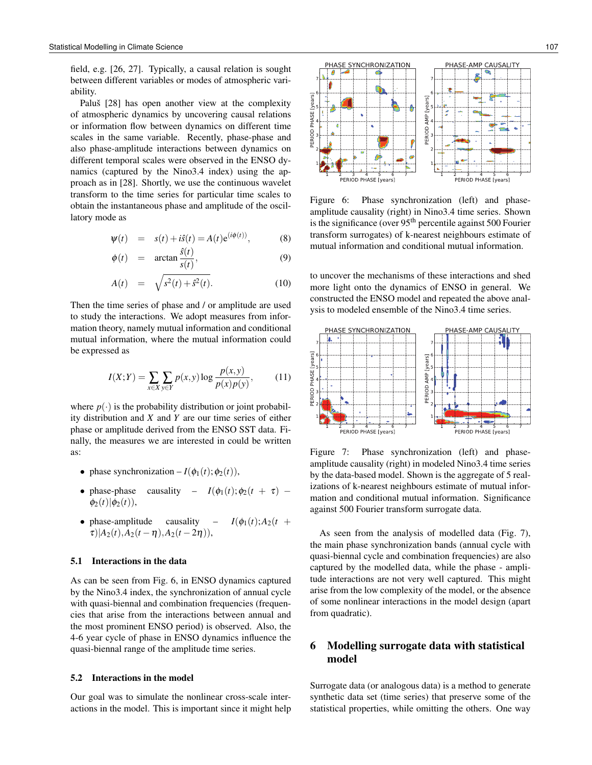field, e.g. [26, 27]. Typically, a causal relation is sought between different variables or modes of atmospheric variability.

Paluš [28] has open another view at the complexity of atmospheric dynamics by uncovering causal relations or information flow between dynamics on different time scales in the same variable. Recently, phase-phase and also phase-amplitude interactions between dynamics on different temporal scales were observed in the ENSO dynamics (captured by the Nino3.4 index) using the approach as in [28]. Shortly, we use the continuous wavelet transform to the time series for particular time scales to obtain the instantaneous phase and amplitude of the oscillatory mode as

$$\psi(t) = s(t) + i\hat{s}(t) = A(t)e^{(i\phi(t))}, \tag{8}$$

$$\phi(t) = \arctan\frac{\hat{s}(t)}{s(t)}, \tag{9}$$

$$A(t) = \sqrt{s^2(t) + \hat{s}^2(t)}. \tag{10}$$

Then the time series of phase and / or amplitude are used to study the interactions. We adopt measures from information theory, namely mutual information and conditional mutual information, where the mutual information could be expressed as

$$I(X;Y) = \sum_{x\in X}\sum_{y\in Y} p(x,y)\log\frac{p(x,y)}{p(x)p(y)}, \tag{11}$$

where $p(\cdot)$ is the probability distribution or joint probability distribution and $X$ and $Y$ are our time series of either phase or amplitude derived from the ENSO SST data. Finally, the measures we are interested in could be written as:

- phase synchronization – $I(\phi_1(t);\phi_2(t))$,
- phase-phase causality – $I(\phi_1(t);\phi_2(t+\tau) - \phi_2(t)|\phi_2(t))$,
- phase-amplitude causality – $I(\phi_1(t);A_2(t+\tau)|A_2(t), A_2(t-\eta), A_2(t-2\eta))$,

### 5.1 Interactions in the data

As can be seen from Fig. 6, in ENSO dynamics captured by the Nino3.4 index, the synchronization of annual cycle with quasi-biennal and combination frequencies (frequencies that arise from the interactions between annual and the most prominent ENSO period) is observed. Also, the 4-6 year cycle of phase in ENSO dynamics influence the quasi-biennal range of the amplitude time series.

### 5.2 Interactions in the model

Our goal was to simulate the nonlinear cross-scale interactions in the model. This is important since it might help to uncover the mechanisms of these interactions and shed more light onto the dynamics of ENSO in general. We constructed the ENSO model and repeated the above analysis to modeled ensemble of the Nino3.4 time series.

Figure 6: Phase synchronization (left) and phase-amplitude causality (right) in Nino3.4 time series. Shown is the significance (over 95[th] percentile against 500 Fourier transform surrogates) of k-nearest neighbours estimate of mutual information and conditional mutual information.

Figure 7: Phase synchronization (left) and phase-amplitude causality (right) in modeled Nino3.4 time series by the data-based model. Shown is the aggregate of 5 realizations of k-nearest neighbours estimate of mutual information and conditional mutual information. Significance against 500 Fourier transform surrogate data.

As seen from the analysis of modelled data (Fig. 7), the main phase synchronization bands (annual cycle with quasi-biennal cycle and combination frequencies) are also captured by the modelled data, while the phase - amplitude interactions are not very well captured. This might arise from the low complexity of the model, or the absence of some nonlinear interactions in the model design (apart from quadratic).

## 6 Modelling surrogate data with statistical model

Surrogate data (or analogous data) is a method to generate synthetic data set (time series) that preserve some of the statistical properties, while omitting the others. One way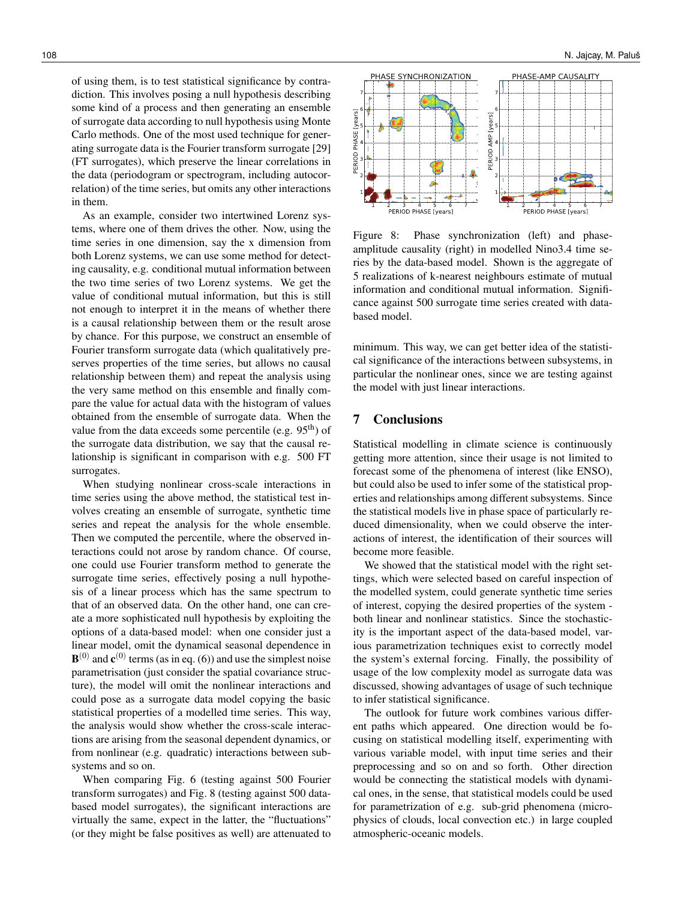of using them, is to test statistical significance by contradiction. This involves posing a null hypothesis describing some kind of a process and then generating an ensemble of surrogate data according to null hypothesis using Monte Carlo methods. One of the most used technique for generating surrogate data is the Fourier transform surrogate [29] (FT surrogates), which preserve the linear correlations in the data (periodogram or spectrogram, including autocorrelation) of the time series, but omits any other interactions in them.

As an example, consider two intertwined Lorenz systems, where one of them drives the other. Now, using the time series in one dimension, say the x dimension from both Lorenz systems, we can use some method for detecting causality, e.g. conditional mutual information between the two time series of two Lorenz systems. We get the value of conditional mutual information, but this is still not enough to interpret it in the means of whether there is a causal relationship between them or the result arose by chance. For this purpose, we construct an ensemble of Fourier transform surrogate data (which qualitatively preserves properties of the time series, but allows no causal relationship between them) and repeat the analysis using the very same method on this ensemble and finally compare the value for actual data with the histogram of values obtained from the ensemble of surrogate data. When the value from the data exceeds some percentile (e.g. $95^{\text{th}}$) of the surrogate data distribution, we say that the causal relationship is significant in comparison with e.g. 500 FT surrogates.

When studying nonlinear cross-scale interactions in time series using the above method, the statistical test involves creating an ensemble of surrogate, synthetic time series and repeat the analysis for the whole ensemble. Then we computed the percentile, where the observed interactions could not arose by random chance. Of course, one could use Fourier transform method to generate the surrogate time series, effectively posing a null hypothesis of a linear process which has the same spectrum to that of an observed data. On the other hand, one can create a more sophisticated null hypothesis by exploiting the options of a data-based model: when one consider just a linear model, omit the dynamical seasonal dependence in $\mathbf{B}^{(0)}$ and $\mathbf{c}^{(0)}$ terms (just as in eq. (6)) and use the simplest noise parametrisation (just consider the spatial covariance structure), the model will omit the nonlinear interactions and could pose as a surrogate data model copying the basic statistical properties of a modelled time series. This way, the analysis would show whether the cross-scale interactions are arising from the seasonal dependent dynamics, or from nonlinear (e.g. quadratic) interactions between subsystems and so on.

When comparing Fig. 6 (testing against 500 Fourier transform surrogates) and Fig. 8 (testing against 500 data-based model surrogates), the significant interactions are virtually the same, expect in the latter, the "fluctuations" (or they might be false positives as well) are attenuated to minimum. This way, we can get better idea of the statistical significance of the interactions between subsystems, in particular the nonlinear ones, since we are testing against the model with just linear interactions.

Figure 8: Phase synchronization (left) and phase-amplitude causality (right) in modelled Nino3.4 time series by the data-based model. Shown is the aggregate of 5 realizations of k-nearest neighbours estimate of mutual information and conditional mutual information. Significance against 500 surrogate time series created with data-based model.

## 7 Conclusions

Statistical modelling in climate science is continuously getting more attention, since their usage is not limited to forecast some of the phenomena of interest (like ENSO), but could also be used to infer some of the statistical properties and relationships among different subsystems. Since the statistical models live in phase space of particularly reduced dimensionality, when we could observe the interactions of interest, the identification of their sources will become more feasible.

We showed that the statistical model with the right settings, which were selected based on careful inspection of the modelled system, could generate synthetic time series of interest, copying the desired properties of the system - both linear and nonlinear statistics. Since the stochasticity is the important aspect of the data-based model, various parametrization techniques exist to correctly model the system's external forcing. Finally, the possibility of usage of the low complexity model as surrogate data was discussed, showing advantages of usage of such technique to infer statistical significance.

The outlook for future work combines various different paths which appeared. One direction would be focusing on statistical modelling itself, experimenting with various variable model, with input time series and their preprocessing and so on and so forth. Other direction would be connecting the statistical models with dynamical ones, in the sense, that statistical models could be used for parametrization of e.g. sub-grid phenomena (microphysics of clouds, local convection etc.) in large coupled atmospheric-oceanic models.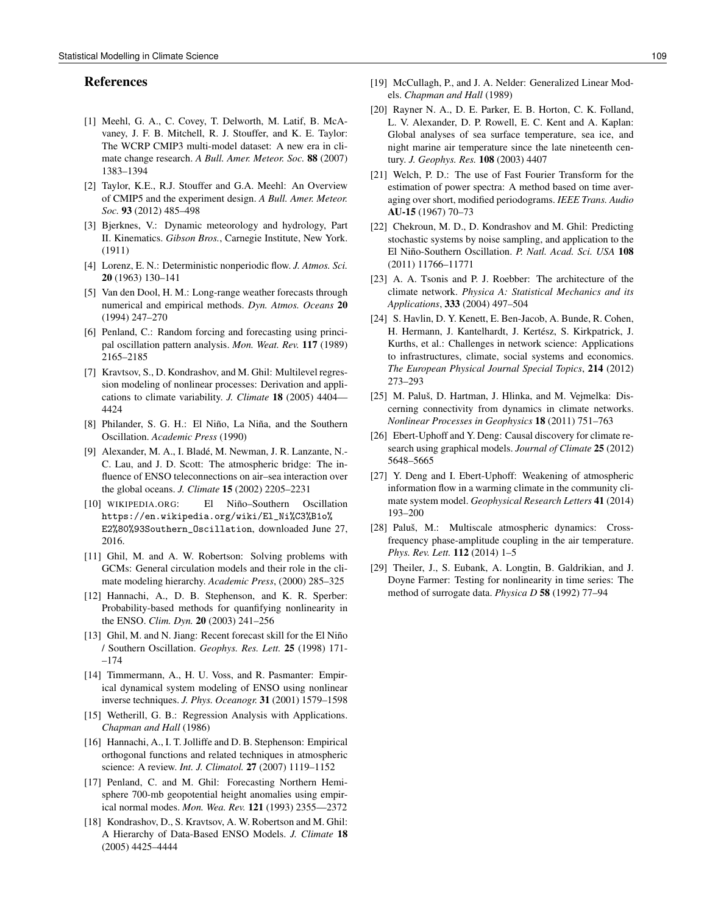## References

[1] Meehl, G. A., C. Covey, T. Delworth, M. Latif, B. McAvaney, J. F. B. Mitchell, R. J. Stouffer, and K. E. Taylor: The WCRP CMIP3 multi-model dataset: A new era in climate change research. *A Bull. Amer. Meteor. Soc.* **88** (2007) 1383–1394

[2] Taylor, K.E., R.J. Stouffer and G.A. Meehl: An Overview of CMIP5 and the experiment design. *A Bull. Amer. Meteor. Soc.* **93** (2012) 485–498

[3] Bjerknes, V.: Dynamic meteorology and hydrology, Part II. Kinematics. *Gibson Bros.*, Carnegie Institute, New York. (1911)

[4] Lorenz, E. N.: Deterministic nonperiodic flow. *J. Atmos. Sci.* **20** (1963) 130–141

[5] Van den Dool, H. M.: Long-range weather forecasts through numerical and empirical methods. *Dyn. Atmos. Oceans* **20** (1994) 247–270

[6] Penland, C.: Random forcing and forecasting using principal oscillation pattern analysis. *Mon. Weat. Rev.* **117** (1989) 2165–2185

[7] Kravtsov, S., D. Kondrashov, and M. Ghil: Multilevel regression modeling of nonlinear processes: Derivation and applications to climate variability. *J. Climate* **18** (2005) 4404—4424

[8] Philander, S. G. H.: El Niño, La Niña, and the Southern Oscillation. *Academic Press* (1990)

[9] Alexander, M. A., I. Bladé, M. Newman, J. R. Lanzante, N.-C. Lau, and J. D. Scott: The atmospheric bridge: The influence of ENSO teleconnections on air–sea interaction over the global oceans. *J. Climate* **15** (2002) 2205–2231

[10] WIKIPEDIA.ORG: El Niño–Southern Oscillation https://en.wikipedia.org/wiki/El_Ni%C3%B1o%E2%80%93Southern_Oscillation, downloaded June 27, 2016.

[11] Ghil, M. and A. W. Robertson: Solving problems with GCMs: General circulation models and their role in the climate modeling hierarchy. *Academic Press*, (2000) 285–325

[12] Hannachi, A., D. B. Stephenson, and K. R. Sperber: Probability-based methods for quanfifying nonlinearity in the ENSO. *Clim. Dyn.* **20** (2003) 241–256

[13] Ghil, M. and N. Jiang: Recent forecast skill for the El Niño / Southern Oscillation. *Geophys. Res. Lett.* **25** (1998) 171-–174

[14] Timmermann, A., H. U. Voss, and R. Pasmanter: Empirical dynamical system modeling of ENSO using nonlinear inverse techniques. *J. Phys. Oceanogr.* **31** (2001) 1579–1598

[15] Wetherill, G. B.: Regression Analysis with Applications. *Chapman and Hall* (1986)

[16] Hannachi, A., I. T. Jolliffe and D. B. Stephenson: Empirical orthogonal functions and related techniques in atmospheric science: A review. *Int. J. Climatol.* **27** (2007) 1119–1152

[17] Penland, C. and M. Ghil: Forecasting Northern Hemisphere 700-mb geopotential height anomalies using empirical normal modes. *Mon. Wea. Rev.* **121** (1993) 2355—2372

[18] Kondrashov, D., S. Kravtsov, A. W. Robertson and M. Ghil: A Hierarchy of Data-Based ENSO Models. *J. Climate* **18** (2005) 4425–4444

[19] McCullagh, P., and J. A. Nelder: Generalized Linear Models. *Chapman and Hall* (1989)

[20] Rayner N. A., D. E. Parker, E. B. Horton, C. K. Folland, L. V. Alexander, D. P. Rowell, E. C. Kent and A. Kaplan: Global analyses of sea surface temperature, sea ice, and night marine air temperature since the late nineteenth century. *J. Geophys. Res.* **108** (2003) 4407

[21] Welch, P. D.: The use of Fast Fourier Transform for the estimation of power spectra: A method based on time averaging over short, modified periodograms. *IEEE Trans. Audio* **AU-15** (1967) 70–73

[22] Chekroun, M. D., D. Kondrashov and M. Ghil: Predicting stochastic systems by noise sampling, and application to the El Niño-Southern Oscillation. *P. Natl. Acad. Sci. USA* **108** (2011) 11766–11771

[23] A. A. Tsonis and P. J. Roebber: The architecture of the climate network. *Physica A: Statistical Mechanics and its Applications*, **333** (2004) 497–504

[24] S. Havlin, D. Y. Kenett, E. Ben-Jacob, A. Bunde, R. Cohen, H. Hermann, J. Kantelhardt, J. Kertész, S. Kirkpatrick, J. Kurths, et al.: Challenges in network science: Applications to infrastructures, climate, social systems and economics. *The European Physical Journal Special Topics*, **214** (2012) 273–293

[25] M. Paluš, D. Hartman, J. Hlinka, and M. Vejmelka: Discerning connectivity from dynamics in climate networks. *Nonlinear Processes in Geophysics* **18** (2011) 751–763

[26] Ebert-Uphoff and Y. Deng: Causal discovery for climate research using graphical models. *Journal of Climate* **25** (2012) 5648–5665

[27] Y. Deng and I. Ebert-Uphoff: Weakening of atmospheric information flow in a warming climate in the community climate system model. *Geophysical Research Letters* **41** (2014) 193–200

[28] Paluš, M.: Multiscale atmospheric dynamics: Cross-frequency phase-amplitude coupling in the air temperature. *Phys. Rev. Lett.* **112** (2014) 1–5

[29] Theiler, J., S. Eubank, A. Longtin, B. Galdrikian, and J. Doyne Farmer: Testing for nonlinearity in time series: The method of surrogate data. *Physica D* **58** (1992) 77–94